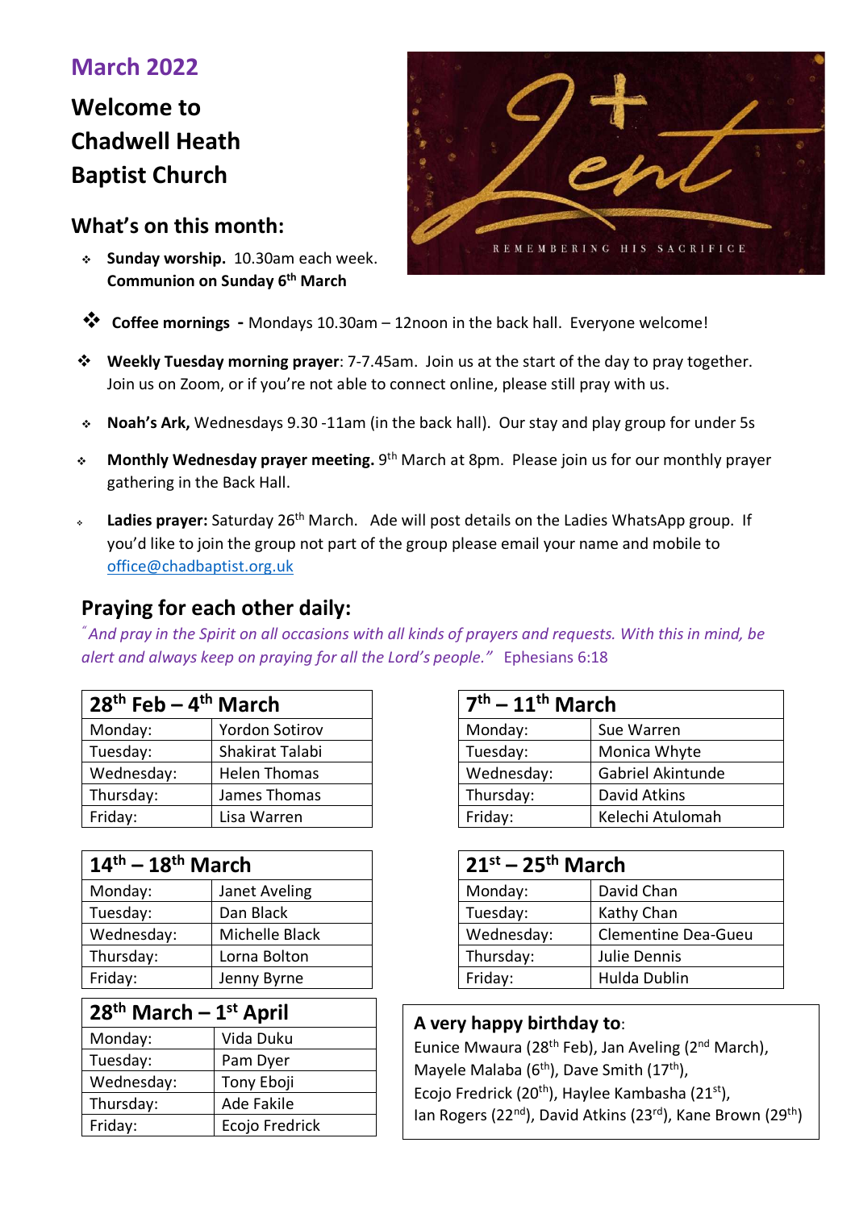## March 2022

# Welcome to Chadwell Heath Baptist Church

## What's on this month:

- **Sunday worship.** 10.30am each week. **Communion on Sunday 6th March**
- **Coffee mornings -** Mondays 10.30am – 12noon in the back hall. Everyone welcome!
- **Weekly Tuesday morning prayer**: 7-7.45am. Join us at the start of the day to pray together. Join us on Zoom, or if you're not able to connect online, please still pray with us.
- **Noah's Ark,** Wednesdays 9.30 -11am (in the back hall). Our stay and play group for under 5s
- **Monthly Wednesday prayer meeting.** 9th March at 8pm. Please join us for our monthly prayer gathering in the Back Hall.
- **Ladies prayer:** Saturday 26th March. Ade will post details on the Ladies WhatsApp group. If you'd like to join the group not part of the group please email your name and mobile to office@chadbaptist.org.uk

## Praying for each other daily:

*"And pray in the Spirit on all occasions with all kinds of prayers and requests. With this in mind, be alert and always keep on praying for all the Lord's people."* Ephesians 6:18

| 28th Feb – 4th March | |
|---|---|
| Monday: | Yordon Sotirov |
| Tuesday: | Shakirat Talabi |
| Wednesday: | Helen Thomas |
| Thursday: | James Thomas |
| Friday: | Lisa Warren |

| 7th – 11th March | |
|---|---|
| Monday: | Sue Warren |
| Tuesday: | Monica Whyte |
| Wednesday: | Gabriel Akintunde |
| Thursday: | David Atkins |
| Friday: | Kelechi Atulomah |

| 14th – 18th March | |
|---|---|
| Monday: | Janet Aveling |
| Tuesday: | Dan Black |
| Wednesday: | Michelle Black |
| Thursday: | Lorna Bolton |
| Friday: | Jenny Byrne |

| 21st – 25th March | |
|---|---|
| Monday: | David Chan |
| Tuesday: | Kathy Chan |
| Wednesday: | Clementine Dea-Gueu |
| Thursday: | Julie Dennis |
| Friday: | Hulda Dublin |

| 28th March – 1st April | |
|---|---|
| Monday: | Vida Duku |
| Tuesday: | Pam Dyer |
| Wednesday: | Tony Eboji |
| Thursday: | Ade Fakile |
| Friday: | Ecojo Fredrick |

**A very happy birthday to**:
Eunice Mwaura (28th Feb), Jan Aveling (2nd March), Mayele Malaba (6th), Dave Smith (17th), Ecojo Fredrick (20th), Haylee Kambasha (21st), Ian Rogers (22nd), David Atkins (23rd), Kane Brown (29th)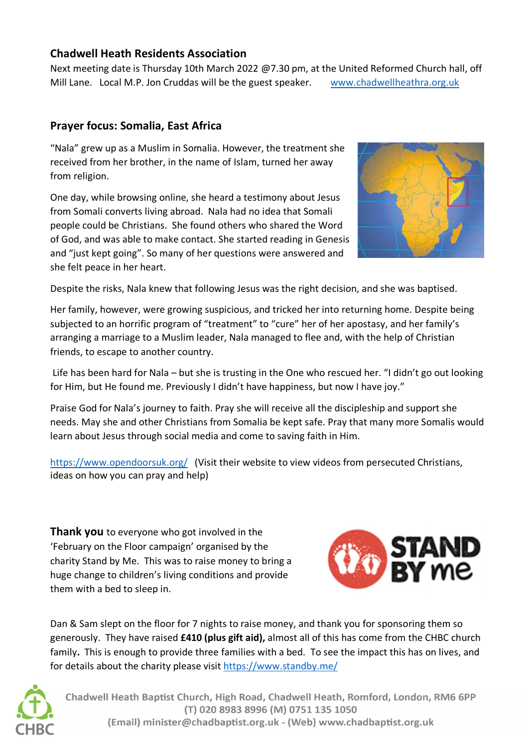## Chadwell Heath Residents Association

Next meeting date is Thursday 10th March 2022 @7.30 pm, at the United Reformed Church hall, off Mill Lane. Local M.P. Jon Cruddas will be the guest speaker. www.chadwellheathra.org.uk

## Prayer focus: Somalia, East Africa

"Nala" grew up as a Muslim in Somalia. However, the treatment she received from her brother, in the name of Islam, turned her away from religion.

One day, while browsing online, she heard a testimony about Jesus from Somali converts living abroad. Nala had no idea that Somali people could be Christians. She found others who shared the Word of God, and was able to make contact. She started reading in Genesis and "just kept going". So many of her questions were answered and she felt peace in her heart.

Despite the risks, Nala knew that following Jesus was the right decision, and she was baptised.

Her family, however, were growing suspicious, and tricked her into returning home. Despite being subjected to an horrific program of "treatment" to "cure" her of her apostasy, and her family's arranging a marriage to a Muslim leader, Nala managed to flee and, with the help of Christian friends, to escape to another country.

Life has been hard for Nala – but she is trusting in the One who rescued her. "I didn't go out looking for Him, but He found me. Previously I didn't have happiness, but now I have joy."

Praise God for Nala's journey to faith. Pray she will receive all the discipleship and support she needs. May she and other Christians from Somalia be kept safe. Pray that many more Somalis would learn about Jesus through social media and come to saving faith in Him.

https://www.opendoorsuk.org/ (Visit their website to view videos from persecuted Christians, ideas on how you can pray and help)

**Thank you** to everyone who got involved in the 'February on the Floor campaign' organised by the charity Stand by Me. This was to raise money to bring a huge change to children's living conditions and provide them with a bed to sleep in.

Dan & Sam slept on the floor for 7 nights to raise money, and thank you for sponsoring them so generously. They have raised **£410 (plus gift aid),** almost all of this has come from the CHBC church family**.** This is enough to provide three families with a bed. To see the impact this has on lives, and for details about the charity please visit https://www.standby.me/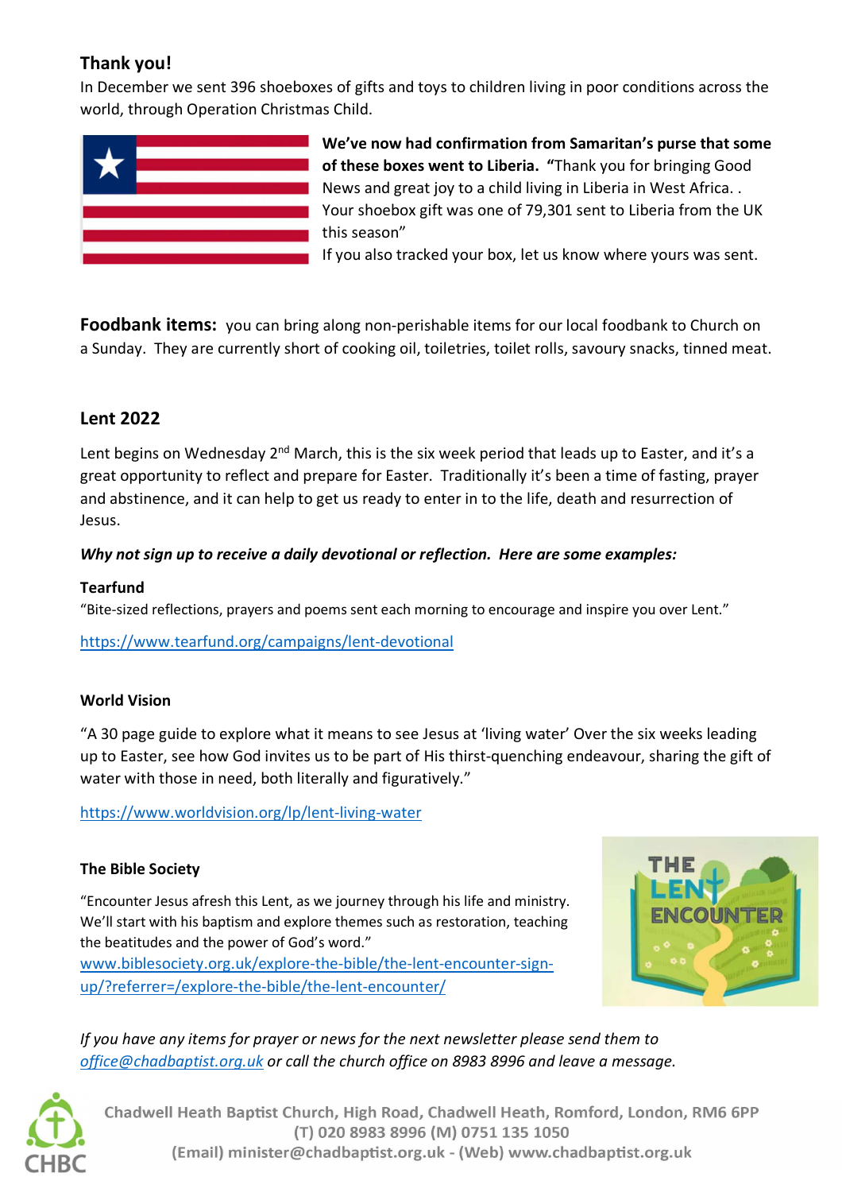## Thank you!

In December we sent 396 shoeboxes of gifts and toys to children living in poor conditions across the world, through Operation Christmas Child.

**We've now had confirmation from Samaritan's purse that some of these boxes went to Liberia. "**Thank you for bringing Good News and great joy to a child living in Liberia in West Africa. . Your shoebox gift was one of 79,301 sent to Liberia from the UK this season"

If you also tracked your box, let us know where yours was sent.

**Foodbank items:** you can bring along non-perishable items for our local foodbank to Church on a Sunday. They are currently short of cooking oil, toiletries, toilet rolls, savoury snacks, tinned meat.

## Lent 2022

Lent begins on Wednesday 2nd March, this is the six week period that leads up to Easter, and it's a great opportunity to reflect and prepare for Easter. Traditionally it's been a time of fasting, prayer and abstinence, and it can help to get us ready to enter in to the life, death and resurrection of Jesus.

***Why not sign up to receive a daily devotional or reflection. Here are some examples:***

**Tearfund**

"Bite-sized reflections, prayers and poems sent each morning to encourage and inspire you over Lent."

https://www.tearfund.org/campaigns/lent-devotional

**World Vision**

"A 30 page guide to explore what it means to see Jesus at 'living water' Over the six weeks leading up to Easter, see how God invites us to be part of His thirst-quenching endeavour, sharing the gift of water with those in need, both literally and figuratively."

https://www.worldvision.org/lp/lent-living-water

**The Bible Society**

"Encounter Jesus afresh this Lent, as we journey through his life and ministry. We'll start with his baptism and explore themes such as restoration, teaching the beatitudes and the power of God's word."

www.biblesociety.org.uk/explore-the-bible/the-lent-encounter-sign-up/?referrer=/explore-the-bible/the-lent-encounter/

*If you have any items for prayer or news for the next newsletter please send them to office@chadbaptist.org.uk or call the church office on 8983 8996 and leave a message.*

Chadwell Heath Baptist Church, High Road, Chadwell Heath, Romford, London, RM6 6PP
(T) 020 8983 8996 (M) 0751 135 1050
(Email) minister@chadbaptist.org.uk - (Web) www.chadbaptist.org.uk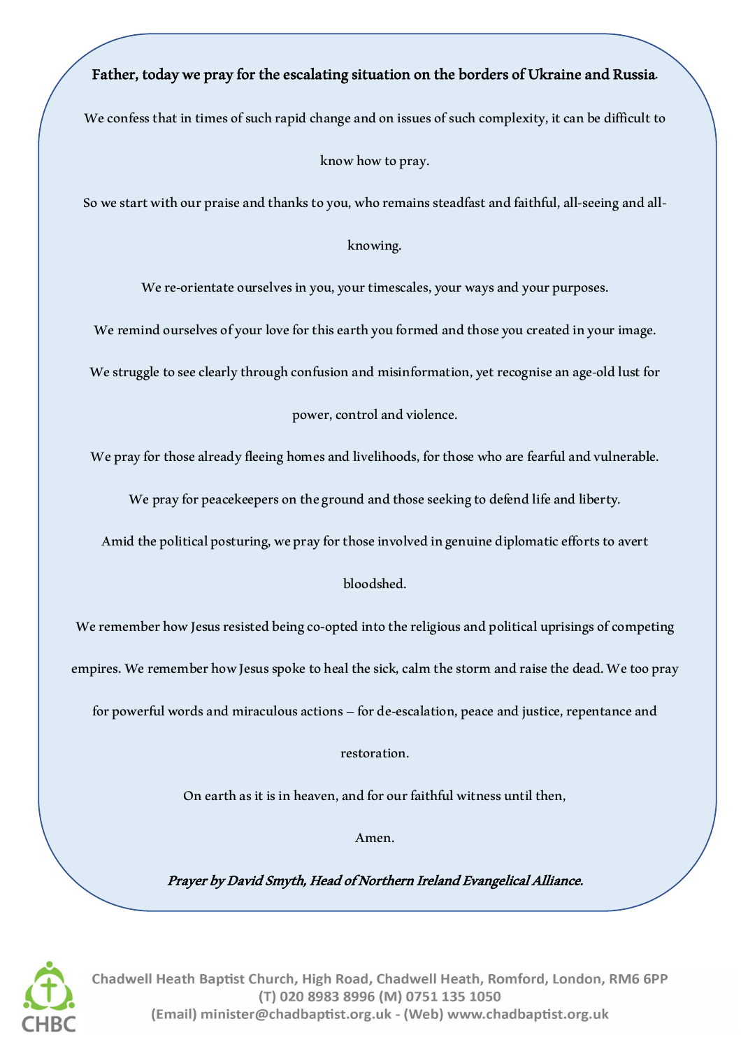**Father, today we pray for the escalating situation on the borders of Ukraine and Russia**.

We confess that in times of such rapid change and on issues of such complexity, it can be difficult to know how to pray.

So we start with our praise and thanks to you, who remains steadfast and faithful, all-seeing and all-knowing.

We re-orientate ourselves in you, your timescales, your ways and your purposes.

We remind ourselves of your love for this earth you formed and those you created in your image.

We struggle to see clearly through confusion and misinformation, yet recognise an age-old lust for power, control and violence.

We pray for those already fleeing homes and livelihoods, for those who are fearful and vulnerable.

We pray for peacekeepers on the ground and those seeking to defend life and liberty.

Amid the political posturing, we pray for those involved in genuine diplomatic efforts to avert bloodshed.

We remember how Jesus resisted being co-opted into the religious and political uprisings of competing empires. We remember how Jesus spoke to heal the sick, calm the storm and raise the dead. We too pray for powerful words and miraculous actions – for de-escalation, peace and justice, repentance and restoration.

On earth as it is in heaven, and for our faithful witness until then,

Amen.

***Prayer by David Smyth, Head of Northern Ireland Evangelical Alliance.***

CHBC

Chadwell Heath Baptist Church, High Road, Chadwell Heath, Romford, London, RM6 6PP
(T) 020 8983 8996 (M) 0751 135 1050
(Email) minister@chadbaptist.org.uk - (Web) www.chadbaptist.org.uk